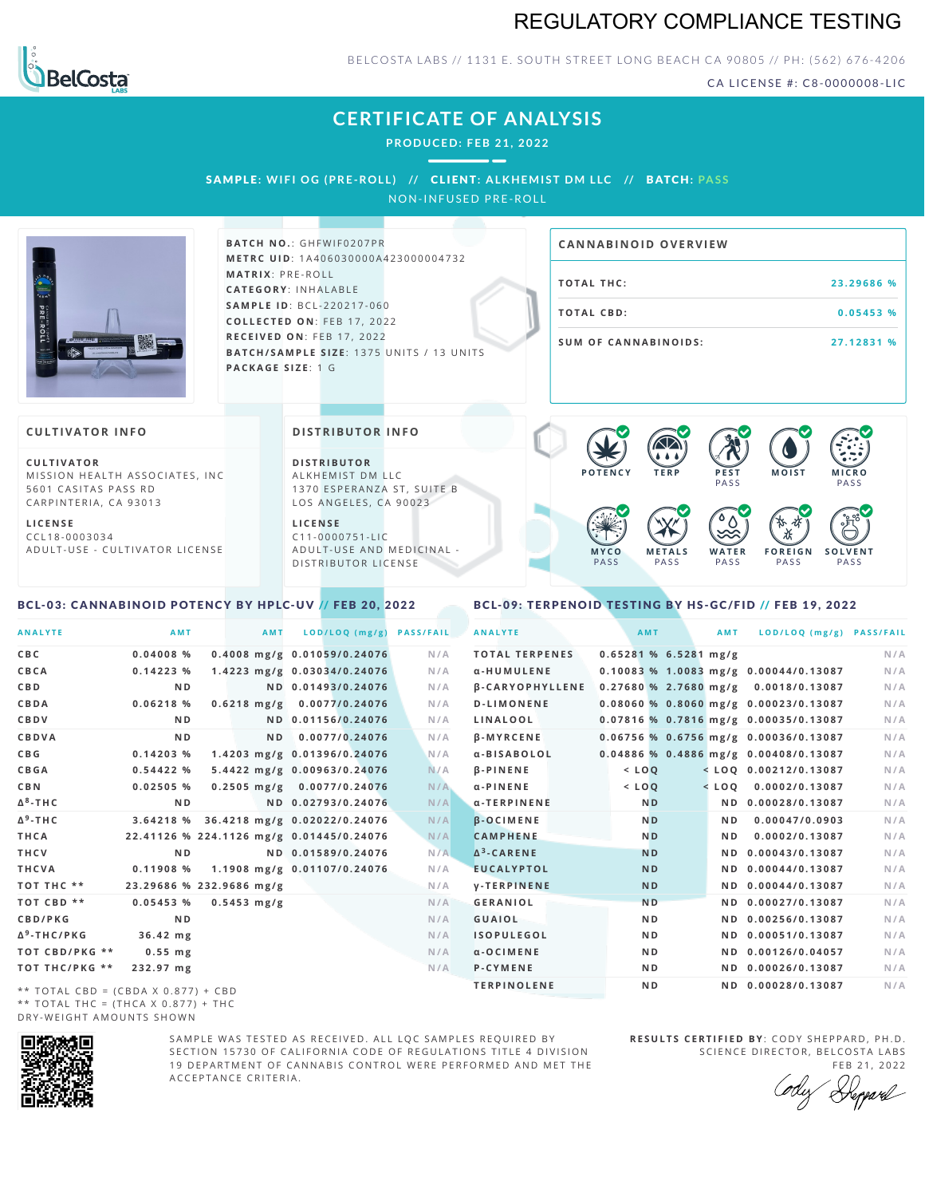# REGULATORY COMPLIANCE TESTING

BELCOSTA LABS // 1131 E. SOUTH STREET LONG BEACH CA 90805 // PH: (562) 676-4206

CA LICENSE #: C8-0000008-LIC

## CERTIFICATE OF ANALYSIS

**PRODUCED: FEB 21, 2022**

**SAMPLE:** WIFI OG (PRE-ROLL) // **CLIENT:** ALKHEMIST DM LLC // **BATCH:** PASS

NON-INFUSED PRE-ROLL

**BATCH NO.**: GHFWIF0207PR
**METRC UID**: 1A406030000A423000004732
**MATRIX**: PRE-ROLL
**CATEGORY**: INHALABLE
**SAMPLE ID**: BCL-220217-060
**COLLECTED ON**: FEB 17, 2022
**RECEIVED ON**: FEB 17, 2022
**BATCH/SAMPLE SIZE**: 1375 UNITS / 13 UNITS
**PACKAGE SIZE**: 1 G

### CANNABINOID OVERVIEW

| | |
|---|---|
| TOTAL THC: | 23.29686 % |
| TOTAL CBD: | 0.05453 % |
| SUM OF CANNABINOIDS: | 27.12831 % |

### CULTIVATOR INFO

**CULTIVATOR**
MISSION HEALTH ASSOCIATES, INC
5601 CASITAS PASS RD
CARPINTERIA, CA 93013

**LICENSE**
CCL18-0003034
ADULT-USE - CULTIVATOR LICENSE

### DISTRIBUTOR INFO

**DISTRIBUTOR**
ALKHEMIST DM LLC
1370 ESPERANZA ST, SUITE B
LOS ANGELES, CA 90023

**LICENSE**
C11-0000751-LIC
ADULT-USE AND MEDICINAL - DISTRIBUTOR LICENSE

POTENCY | TERP | PEST PASS | MOIST | MICRO PASS | MYCO PASS | METALS PASS | WATER PASS | FOREIGN PASS | SOLVENT PASS

### BCL-03: CANNABINOID POTENCY BY HPLC-UV // FEB 20, 2022

| ANALYTE | AMT | AMT | LOD/LOQ (mg/g) | PASS/FAIL |
|---|---|---|---|---|
| CBC | 0.04008 % | 0.4008 mg/g | 0.01059/0.24076 | N/A |
| CBCA | 0.14223 % | 1.4223 mg/g | 0.03034/0.24076 | N/A |
| CBD | ND | ND | 0.01493/0.24076 | N/A |
| CBDA | 0.06218 % | 0.6218 mg/g | 0.0077/0.24076 | N/A |
| CBDV | ND | ND | 0.01156/0.24076 | N/A |
| CBDVA | ND | ND | 0.0077/0.24076 | N/A |
| CBG | 0.14203 % | 1.4203 mg/g | 0.01396/0.24076 | N/A |
| CBGA | 0.54422 % | 5.4422 mg/g | 0.00963/0.24076 | N/A |
| CBN | 0.02505 % | 0.2505 mg/g | 0.0077/0.24076 | N/A |
| Δ8-THC | ND | ND | 0.02793/0.24076 | N/A |
| Δ9-THC | 3.64218 % | 36.4218 mg/g | 0.02022/0.24076 | N/A |
| THCA | 22.41126 % | 224.1126 mg/g | 0.01445/0.24076 | N/A |
| THCV | ND | ND | 0.01589/0.24076 | N/A |
| THCVA | 0.11908 % | 1.1908 mg/g | 0.01107/0.24076 | N/A |
| TOT THC ** | 23.29686 % | 232.9686 mg/g | | N/A |
| TOT CBD ** | 0.05453 % | 0.5453 mg/g | | N/A |
| CBD/PKG | ND | | | N/A |
| Δ9-THC/PKG | 36.42 mg | | | N/A |
| TOT CBD/PKG ** | 0.55 mg | | | N/A |
| TOT THC/PKG ** | 232.97 mg | | | N/A |

** TOTAL CBD = (CBDA X 0.877) + CBD
** TOTAL THC = (THCA X 0.877) + THC
DRY-WEIGHT AMOUNTS SHOWN

### BCL-09: TERPENOID TESTING BY HS-GC/FID // FEB 19, 2022

| ANALYTE | AMT | AMT | LOD/LOQ (mg/g) | PASS/FAIL |
|---|---|---|---|---|
| TOTAL TERPENES | 0.65281 % | 6.5281 mg/g | | N/A |
| α-HUMULENE | 0.10083 % | 1.0083 mg/g | 0.00044/0.13087 | N/A |
| β-CARYOPHYLLENE | 0.27680 % | 2.7680 mg/g | 0.0018/0.13087 | N/A |
| D-LIMONENE | 0.08060 % | 0.8060 mg/g | 0.00023/0.13087 | N/A |
| LINALOOL | 0.07816 % | 0.7816 mg/g | 0.00035/0.13087 | N/A |
| β-MYRCENE | 0.06756 % | 0.6756 mg/g | 0.00036/0.13087 | N/A |
| α-BISABOLOL | 0.04886 % | 0.4886 mg/g | 0.00408/0.13087 | N/A |
| β-PINENE | < LOQ | < LOQ | 0.00212/0.13087 | N/A |
| α-PINENE | < LOQ | < LOQ | 0.0002/0.13087 | N/A |
| α-TERPINENE | ND | ND | 0.00028/0.13087 | N/A |
| β-OCIMENE | ND | ND | 0.00047/0.0903 | N/A |
| CAMPHENE | ND | ND | 0.0002/0.13087 | N/A |
| Δ3-CARENE | ND | ND | 0.00043/0.13087 | N/A |
| EUCALYPTOL | ND | ND | 0.00044/0.13087 | N/A |
| γ-TERPINENE | ND | ND | 0.00044/0.13087 | N/A |
| GERANIOL | ND | ND | 0.00027/0.13087 | N/A |
| GUAIOL | ND | ND | 0.00256/0.13087 | N/A |
| ISOPULEGOL | ND | ND | 0.00051/0.13087 | N/A |
| α-OCIMENE | ND | ND | 0.00126/0.04057 | N/A |
| P-CYMENE | ND | ND | 0.00026/0.13087 | N/A |
| TERPINOLENE | ND | ND | 0.00028/0.13087 | N/A |

SAMPLE WAS TESTED AS RECEIVED. ALL LQC SAMPLES REQUIRED BY SECTION 15730 OF CALIFORNIA CODE OF REGULATIONS TITLE 4 DIVISION 19 DEPARTMENT OF CANNABIS CONTROL WERE PERFORMED AND MET THE ACCEPTANCE CRITERIA.

**RESULTS CERTIFIED BY**: CODY SHEPPARD, PH.D.
SCIENCE DIRECTOR, BELCOSTA LABS
FEB 21, 2022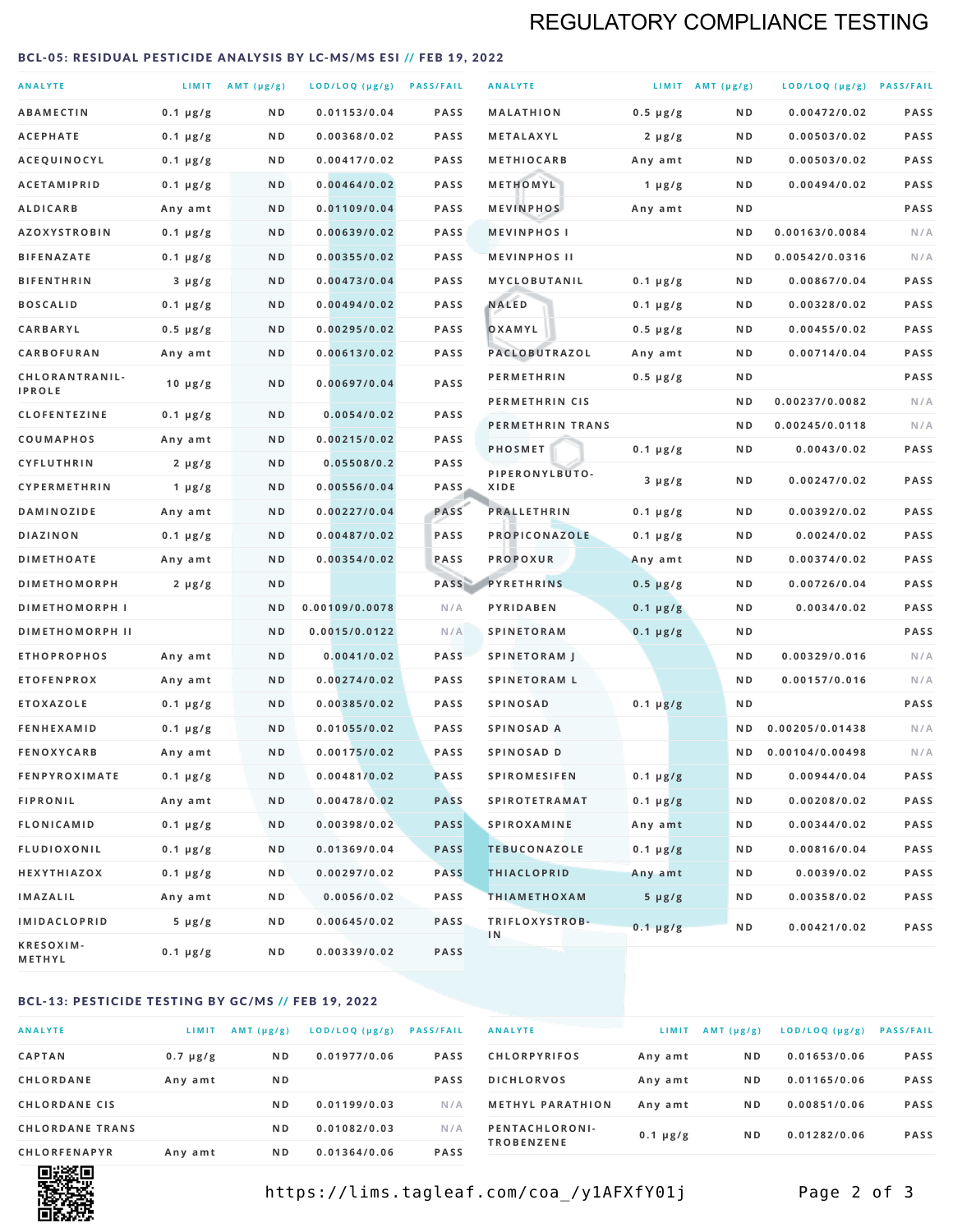# REGULATORY COMPLIANCE TESTING

## BCL-05: RESIDUAL PESTICIDE ANALYSIS BY LC-MS/MS ESI // FEB 19, 2022

| ANALYTE | LIMIT | AMT (µg/g) | LOD/LOQ (µg/g) | PASS/FAIL |
|---|---|---|---|---|
| ABAMECTIN | 0.1 µg/g | ND | 0.01153/0.04 | PASS |
| ACEPHATE | 0.1 µg/g | ND | 0.00368/0.02 | PASS |
| ACEQUINOCYL | 0.1 µg/g | ND | 0.00417/0.02 | PASS |
| ACETAMIPRID | 0.1 µg/g | ND | 0.00464/0.02 | PASS |
| ALDICARB | Any amt | ND | 0.01109/0.04 | PASS |
| AZOXYSTROBIN | 0.1 µg/g | ND | 0.00639/0.02 | PASS |
| BIFENAZATE | 0.1 µg/g | ND | 0.00355/0.02 | PASS |
| BIFENTHRIN | 3 µg/g | ND | 0.00473/0.04 | PASS |
| BOSCALID | 0.1 µg/g | ND | 0.00494/0.02 | PASS |
| CARBARYL | 0.5 µg/g | ND | 0.00295/0.02 | PASS |
| CARBOFURAN | Any amt | ND | 0.00613/0.02 | PASS |
| CHLORANTRANILIPROLE | 10 µg/g | ND | 0.00697/0.04 | PASS |
| CLOFENTEZINE | 0.1 µg/g | ND | 0.0054/0.02 | PASS |
| COUMAPHOS | Any amt | ND | 0.00215/0.02 | PASS |
| CYFLUTHRIN | 2 µg/g | ND | 0.05508/0.2 | PASS |
| CYPERMETHRIN | 1 µg/g | ND | 0.00556/0.04 | PASS |
| DAMINOZIDE | Any amt | ND | 0.00227/0.04 | PASS |
| DIAZINON | 0.1 µg/g | ND | 0.00487/0.02 | PASS |
| DIMETHOATE | Any amt | ND | 0.00354/0.02 | PASS |
| DIMETHOMORPH | 2 µg/g | ND | | PASS |
| DIMETHOMORPH I | | ND | 0.00109/0.0078 | N/A |
| DIMETHOMORPH II | | ND | 0.0015/0.0122 | N/A |
| ETHOPROPHOS | Any amt | ND | 0.0041/0.02 | PASS |
| ETOFENPROX | Any amt | ND | 0.00274/0.02 | PASS |
| ETOXAZOLE | 0.1 µg/g | ND | 0.00385/0.02 | PASS |
| FENHEXAMID | 0.1 µg/g | ND | 0.01055/0.02 | PASS |
| FENOXYCARB | Any amt | ND | 0.00175/0.02 | PASS |
| FENPYROXIMATE | 0.1 µg/g | ND | 0.00481/0.02 | PASS |
| FIPRONIL | Any amt | ND | 0.00478/0.02 | PASS |
| FLONICAMID | 0.1 µg/g | ND | 0.00398/0.02 | PASS |
| FLUDIOXONIL | 0.1 µg/g | ND | 0.01369/0.04 | PASS |
| HEXYTHIAZOX | 0.1 µg/g | ND | 0.00297/0.02 | PASS |
| IMAZALIL | Any amt | ND | 0.0056/0.02 | PASS |
| IMIDACLOPRID | 5 µg/g | ND | 0.00645/0.02 | PASS |
| KRESOXIM-METHYL | 0.1 µg/g | ND | 0.00339/0.02 | PASS |
| MALATHION | 0.5 µg/g | ND | 0.00472/0.02 | PASS |
| METALAXYL | 2 µg/g | ND | 0.00503/0.02 | PASS |
| METHIOCARB | Any amt | ND | 0.00503/0.02 | PASS |
| METHOMYL | 1 µg/g | ND | 0.00494/0.02 | PASS |
| MEVINPHOS | Any amt | ND | | PASS |
| MEVINPHOS I | | ND | 0.00163/0.0084 | N/A |
| MEVINPHOS II | | ND | 0.00542/0.0316 | N/A |
| MYCLOBUTANIL | 0.1 µg/g | ND | 0.00867/0.04 | PASS |
| NALED | 0.1 µg/g | ND | 0.00328/0.02 | PASS |
| OXAMYL | 0.5 µg/g | ND | 0.00455/0.02 | PASS |
| PACLOBUTRAZOL | Any amt | ND | 0.00714/0.04 | PASS |
| PERMETHRIN | 0.5 µg/g | ND | | PASS |
| PERMETHRIN CIS | | ND | 0.00237/0.0082 | N/A |
| PERMETHRIN TRANS | | ND | 0.00245/0.0118 | N/A |
| PHOSMET | 0.1 µg/g | ND | 0.0043/0.02 | PASS |
| PIPERONYLBUTOXIDE | 3 µg/g | ND | 0.00247/0.02 | PASS |
| PRALLETHRIN | 0.1 µg/g | ND | 0.00392/0.02 | PASS |
| PROPICONAZOLE | 0.1 µg/g | ND | 0.0024/0.02 | PASS |
| PROPOXUR | Any amt | ND | 0.00374/0.02 | PASS |
| PYRETHRINS | 0.5 µg/g | ND | 0.00726/0.04 | PASS |
| PYRIDABEN | 0.1 µg/g | ND | 0.0034/0.02 | PASS |
| SPINETORAM | 0.1 µg/g | ND | | PASS |
| SPINETORAM J | | ND | 0.00329/0.016 | N/A |
| SPINETORAM L | | ND | 0.00157/0.016 | N/A |
| SPINOSAD | 0.1 µg/g | ND | | PASS |
| SPINOSAD A | | ND | 0.00205/0.01438 | N/A |
| SPINOSAD D | | ND | 0.00104/0.00498 | N/A |
| SPIROMESIFEN | 0.1 µg/g | ND | 0.00944/0.04 | PASS |
| SPIROTETRAMAT | 0.1 µg/g | ND | 0.00208/0.02 | PASS |
| SPIROXAMINE | Any amt | ND | 0.00344/0.02 | PASS |
| TEBUCONAZOLE | 0.1 µg/g | ND | 0.00816/0.04 | PASS |
| THIACLOPRID | Any amt | ND | 0.0039/0.02 | PASS |
| THIAMETHOXAM | 5 µg/g | ND | 0.00358/0.02 | PASS |
| TRIFLOXYSTROBIN | 0.1 µg/g | ND | 0.00421/0.02 | PASS |

## BCL-13: PESTICIDE TESTING BY GC/MS // FEB 19, 2022

| ANALYTE | LIMIT | AMT (µg/g) | LOD/LOQ (µg/g) | PASS/FAIL |
|---|---|---|---|---|
| CAPTAN | 0.7 µg/g | ND | 0.01977/0.06 | PASS |
| CHLORDANE | Any amt | ND | | PASS |
| CHLORDANE CIS | | ND | 0.01199/0.03 | N/A |
| CHLORDANE TRANS | | ND | 0.01082/0.03 | N/A |
| CHLORFENAPYR | Any amt | ND | 0.01364/0.06 | PASS |
| CHLORPYRIFOS | Any amt | ND | 0.01653/0.06 | PASS |
| DICHLORVOS | Any amt | ND | 0.01165/0.06 | PASS |
| METHYL PARATHION | Any amt | ND | 0.00851/0.06 | PASS |
| PENTACHLORONITROBENZENE | 0.1 µg/g | ND | 0.01282/0.06 | PASS |

https://lims.tagleaf.com/coa_/y1AFXfY01j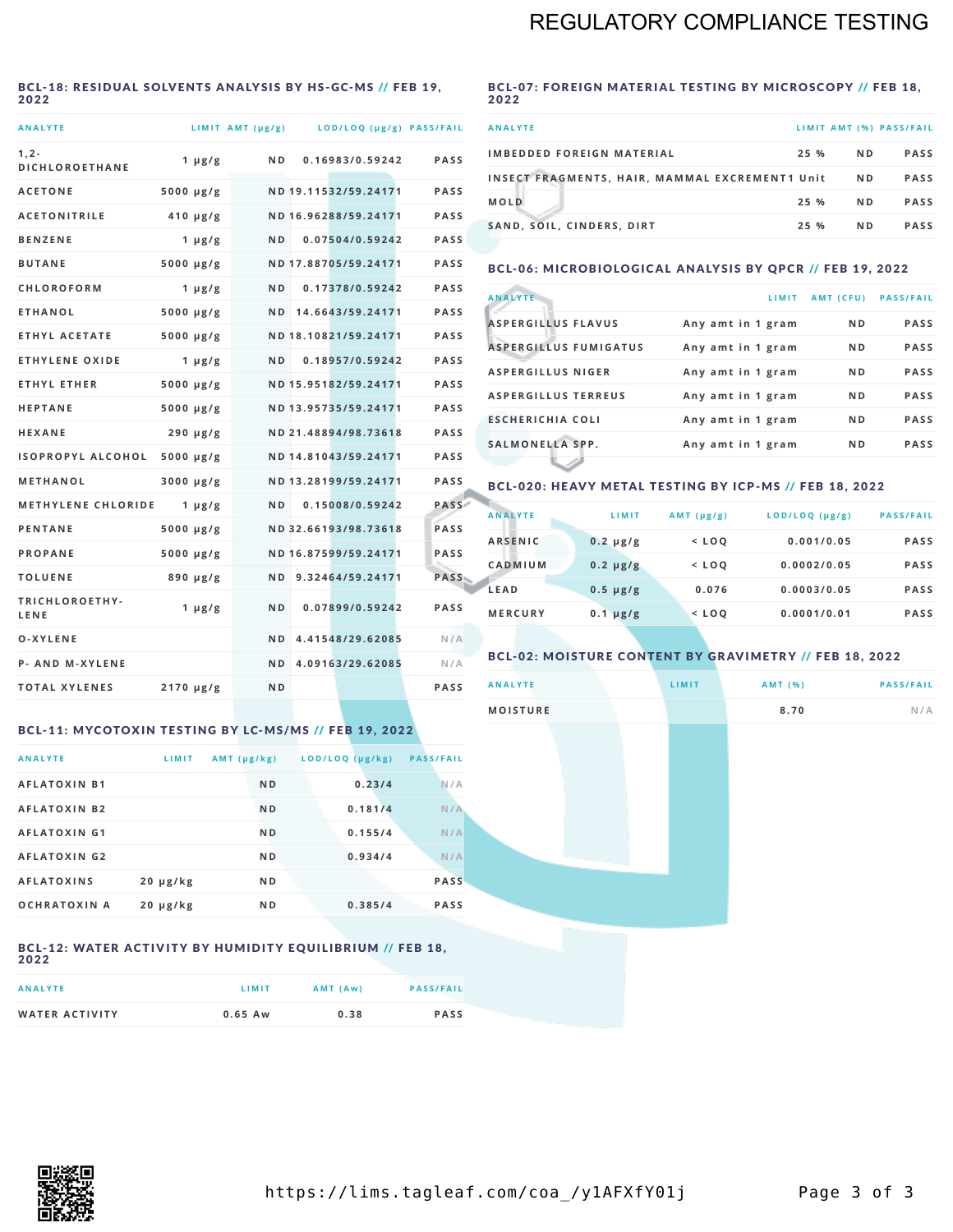## BCL-18: RESIDUAL SOLVENTS ANALYSIS BY HS-GC-MS // FEB 19, 2022

| ANALYTE | LIMIT | AMT (μg/g) | LOD/LOQ (μg/g) | PASS/FAIL |
|---|---|---|---|---|
| 1,2-DICHLOROETHANE | 1 μg/g | ND | 0.16983/0.59242 | PASS |
| ACETONE | 5000 μg/g | ND | 19.11532/59.24171 | PASS |
| ACETONITRILE | 410 μg/g | ND | 16.96288/59.24171 | PASS |
| BENZENE | 1 μg/g | ND | 0.07504/0.59242 | PASS |
| BUTANE | 5000 μg/g | ND | 17.88705/59.24171 | PASS |
| CHLOROFORM | 1 μg/g | ND | 0.17378/0.59242 | PASS |
| ETHANOL | 5000 μg/g | ND | 14.6643/59.24171 | PASS |
| ETHYL ACETATE | 5000 μg/g | ND | 18.10821/59.24171 | PASS |
| ETHYLENE OXIDE | 1 μg/g | ND | 0.18957/0.59242 | PASS |
| ETHYL ETHER | 5000 μg/g | ND | 15.95182/59.24171 | PASS |
| HEPTANE | 5000 μg/g | ND | 13.95735/59.24171 | PASS |
| HEXANE | 290 μg/g | ND | 21.48894/98.73618 | PASS |
| ISOPROPYL ALCOHOL | 5000 μg/g | ND | 14.81043/59.24171 | PASS |
| METHANOL | 3000 μg/g | ND | 13.28199/59.24171 | PASS |
| METHYLENE CHLORIDE | 1 μg/g | ND | 0.15008/0.59242 | PASS |
| PENTANE | 5000 μg/g | ND | 32.66193/98.73618 | PASS |
| PROPANE | 5000 μg/g | ND | 16.87599/59.24171 | PASS |
| TOLUENE | 890 μg/g | ND | 9.32464/59.24171 | PASS |
| TRICHLOROETHYLENE | 1 μg/g | ND | 0.07899/0.59242 | PASS |
| O-XYLENE | | ND | 4.41548/29.62085 | N/A |
| P- AND M-XYLENE | | ND | 4.09163/29.62085 | N/A |
| TOTAL XYLENES | 2170 μg/g | ND | | PASS |

## BCL-11: MYCOTOXIN TESTING BY LC-MS/MS // FEB 19, 2022

| ANALYTE | LIMIT | AMT (μg/kg) | LOD/LOQ (μg/kg) | PASS/FAIL |
|---|---|---|---|---|
| AFLATOXIN B1 | | ND | 0.23/4 | N/A |
| AFLATOXIN B2 | | ND | 0.181/4 | N/A |
| AFLATOXIN G1 | | ND | 0.155/4 | N/A |
| AFLATOXIN G2 | | ND | 0.934/4 | N/A |
| AFLATOXINS | 20 μg/kg | ND | | PASS |
| OCHRATOXIN A | 20 μg/kg | ND | 0.385/4 | PASS |

## BCL-12: WATER ACTIVITY BY HUMIDITY EQUILIBRIUM // FEB 18, 2022

| ANALYTE | LIMIT | AMT (Aw) | PASS/FAIL |
|---|---|---|---|
| WATER ACTIVITY | 0.65 Aw | 0.38 | PASS |

## BCL-07: FOREIGN MATERIAL TESTING BY MICROSCOPY // FEB 18, 2022

| ANALYTE | LIMIT | AMT (%) | PASS/FAIL |
|---|---|---|---|
| IMBEDDED FOREIGN MATERIAL | 25 % | ND | PASS |
| INSECT FRAGMENTS, HAIR, MAMMAL EXCREMENT | 1 Unit | ND | PASS |
| MOLD | 25 % | ND | PASS |
| SAND, SOIL, CINDERS, DIRT | 25 % | ND | PASS |

## BCL-06: MICROBIOLOGICAL ANALYSIS BY QPCR // FEB 19, 2022

| ANALYTE | LIMIT | AMT (CFU) | PASS/FAIL |
|---|---|---|---|
| ASPERGILLUS FLAVUS | Any amt in 1 gram | ND | PASS |
| ASPERGILLUS FUMIGATUS | Any amt in 1 gram | ND | PASS |
| ASPERGILLUS NIGER | Any amt in 1 gram | ND | PASS |
| ASPERGILLUS TERREUS | Any amt in 1 gram | ND | PASS |
| ESCHERICHIA COLI | Any amt in 1 gram | ND | PASS |
| SALMONELLA SPP. | Any amt in 1 gram | ND | PASS |

## BCL-020: HEAVY METAL TESTING BY ICP-MS // FEB 18, 2022

| ANALYTE | LIMIT | AMT (μg/g) | LOD/LOQ (μg/g) | PASS/FAIL |
|---|---|---|---|---|
| ARSENIC | 0.2 μg/g | < LOQ | 0.001/0.05 | PASS |
| CADMIUM | 0.2 μg/g | < LOQ | 0.0002/0.05 | PASS |
| LEAD | 0.5 μg/g | 0.076 | 0.0003/0.05 | PASS |
| MERCURY | 0.1 μg/g | < LOQ | 0.0001/0.01 | PASS |

## BCL-02: MOISTURE CONTENT BY GRAVIMETRY // FEB 18, 2022

| ANALYTE | LIMIT | AMT (%) | PASS/FAIL |
|---|---|---|---|
| MOISTURE | | 8.70 | N/A |

https://lims.tagleaf.com/coa_/y1AFXfY01j